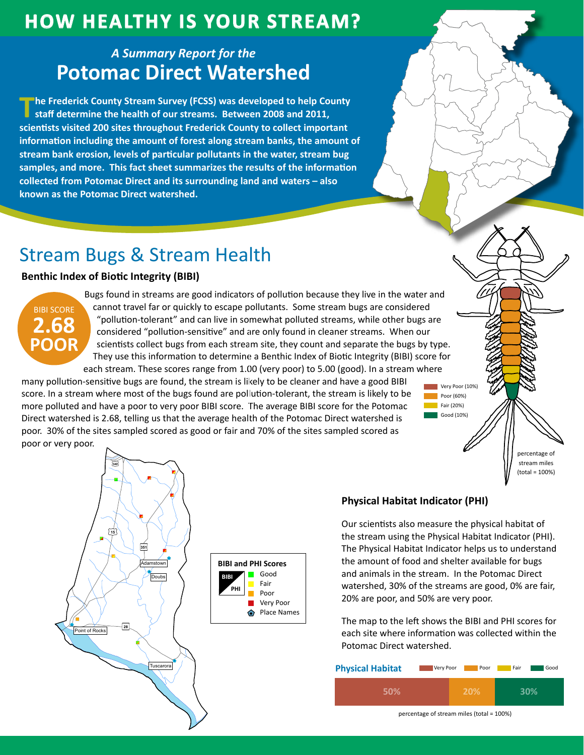# HOW HEALTHY IS YOUR STREAM?

*A Summary Report for the*

## Potomac Direct Watershed

**The Frederick County Stream Survey (FCSS) was developed to help County staff determine the health of our streams. Between 2008 and 2011, scientists visited 200 sites throughout Frederick County to collect important information including the amount of forest along stream banks, the amount of stream bank erosion, levels of particular pollutants in the water, stream bug samples, and more. This fact sheet summarizes the results of the information collected from Potomac Direct and its surrounding land and waters – also known as the Potomac Direct watershed.**

## Stream Bugs & Stream Health

### Benthic Index of Biotic Integrity (BIBI)

BIBI SCORE **2.68** **POOR**

Bugs found in streams are good indicators of pollution because they live in the water and cannot travel far or quickly to escape pollutants. Some stream bugs are considered "pollution-tolerant" and can live in somewhat polluted streams, while other bugs are considered "pollution-sensitive" and are only found in cleaner streams. When our scientists collect bugs from each stream site, they count and separate the bugs by type. They use this information to determine a Benthic Index of Biotic Integrity (BIBI) score for each stream. These scores range from 1.00 (very poor) to 5.00 (good). In a stream where many pollution-sensitive bugs are found, the stream is likely to be cleaner and have a good BIBI score. In a stream where most of the bugs found are pollution-tolerant, the stream is likely to be more polluted and have a poor to very poor BIBI score. The average BIBI score for the Potomac Direct watershed is 2.68, telling us that the average health of the Potomac Direct watershed is poor. 30% of the sites sampled scored as good or fair and 70% of the sites sampled scored as poor or very poor.

Very Poor (10%)
Poor (60%)
Fair (20%)
Good (10%)

percentage of stream miles (total = 100%)

**BIBI and PHI Scores**

- Good
- Fair
- Poor
- Very Poor
- Place Names

### Physical Habitat Indicator (PHI)

Our scientists also measure the physical habitat of the stream using the Physical Habitat Indicator (PHI). The Physical Habitat Indicator helps us to understand the amount of food and shelter available for bugs and animals in the stream. In the Potomac Direct watershed, 30% of the streams are good, 0% are fair, 20% are poor, and 50% are very poor.

The map to the left shows the BIBI and PHI scores for each site where information was collected within the Potomac Direct watershed.

**Physical Habitat**

| Very Poor | Poor | Good |
|---|---|---|
| 50% | 20% | 30% |

percentage of stream miles (total = 100%)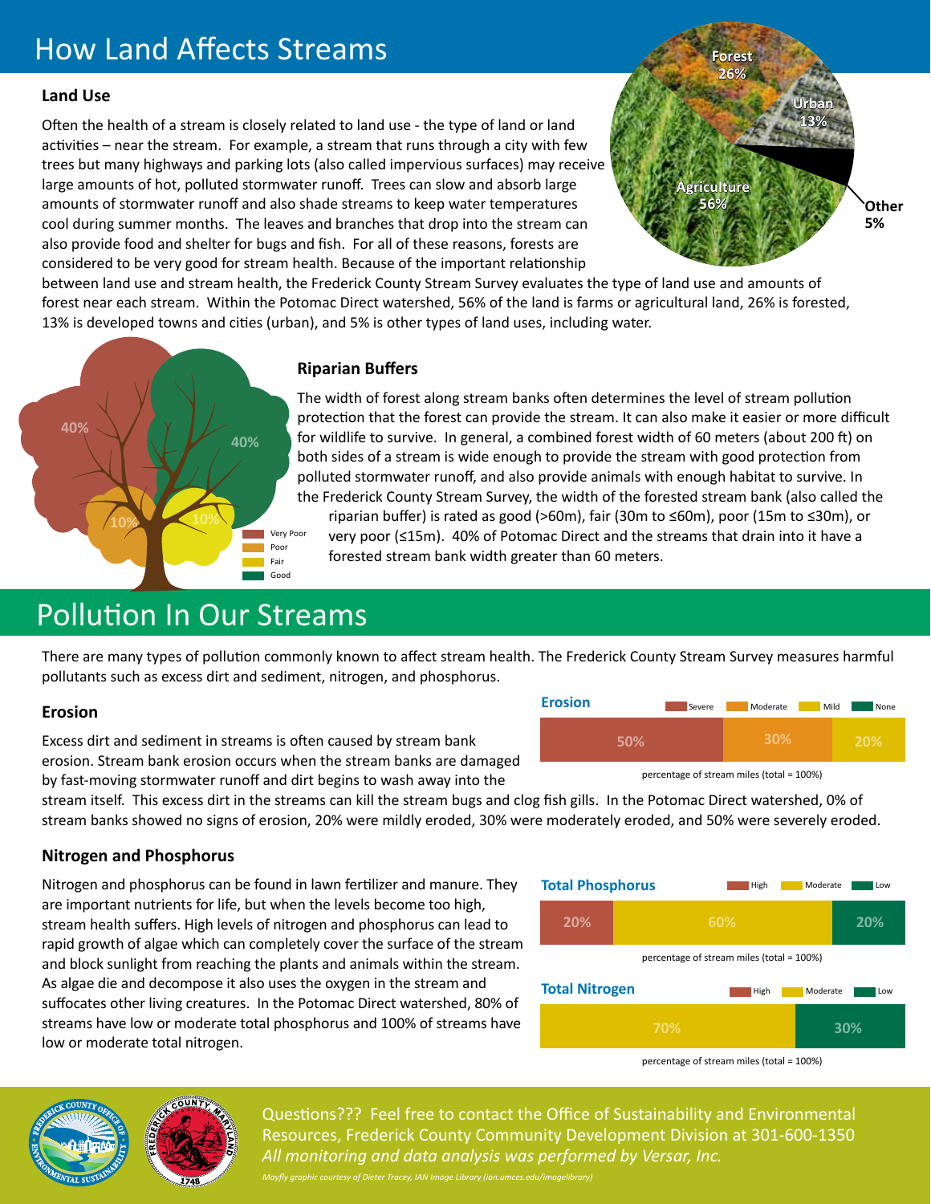# How Land Affects Streams

### Land Use

Often the health of a stream is closely related to land use - the type of land or land activities – near the stream. For example, a stream that runs through a city with few trees but many highways and parking lots (also called impervious surfaces) may receive large amounts of hot, polluted stormwater runoff. Trees can slow and absorb large amounts of stormwater runoff and also shade streams to keep water temperatures cool during summer months. The leaves and branches that drop into the stream can also provide food and shelter for bugs and fish. For all of these reasons, forests are considered to be very good for stream health. Because of the important relationship between land use and stream health, the Frederick County Stream Survey evaluates the type of land use and amounts of forest near each stream. Within the Potomac Direct watershed, 56% of the land is farms or agricultural land, 26% is forested, 13% is developed towns and cities (urban), and 5% is other types of land uses, including water.

Forest 26%
Urban 13%
Agriculture 56%
Other 5%

### Riparian Buffers

The width of forest along stream banks often determines the level of stream pollution protection that the forest can provide the stream. It can also make it easier or more difficult for wildlife to survive. In general, a combined forest width of 60 meters (about 200 ft) on both sides of a stream is wide enough to provide the stream with good protection from polluted stormwater runoff, and also provide animals with enough habitat to survive. In the Frederick County Stream Survey, the width of the forested stream bank (also called the riparian buffer) is rated as good (>60m), fair (30m to ≤60m), poor (15m to ≤30m), or very poor (≤15m). 40% of Potomac Direct and the streams that drain into it have a forested stream bank width greater than 60 meters.

40%
40%
10%
10%
Very Poor
Poor
Fair
Good

# Pollution In Our Streams

There are many types of pollution commonly known to affect stream health. The Frederick County Stream Survey measures harmful pollutants such as excess dirt and sediment, nitrogen, and phosphorus.

### Erosion

Excess dirt and sediment in streams is often caused by stream bank erosion. Stream bank erosion occurs when the stream banks are damaged by fast-moving stormwater runoff and dirt begins to wash away into the stream itself. This excess dirt in the streams can kill the stream bugs and clog fish gills. In the Potomac Direct watershed, 0% of stream banks showed no signs of erosion, 20% were mildly eroded, 30% were moderately eroded, and 50% were severely eroded.

Erosion
Severe
Moderate
Mild
None
50%
30%
20%
percentage of stream miles (total = 100%)

### Nitrogen and Phosphorus

Nitrogen and phosphorus can be found in lawn fertilizer and manure. They are important nutrients for life, but when the levels become too high, stream health suffers. High levels of nitrogen and phosphorus can lead to rapid growth of algae which can completely cover the surface of the stream and block sunlight from reaching the plants and animals within the stream. As algae die and decompose it also uses the oxygen in the stream and suffocates other living creatures. In the Potomac Direct watershed, 80% of streams have low or moderate total phosphorus and 100% of streams have low or moderate total nitrogen.

Total Phosphorus
High
Moderate
Low
20%
60%
20%
percentage of stream miles (total = 100%)

Total Nitrogen
High
Moderate
Low
70%
30%
percentage of stream miles (total = 100%)

Questions??? Feel free to contact the Office of Sustainability and Environmental Resources, Frederick County Community Development Division at 301-600-1350

*All monitoring and data analysis was performed by Versar, Inc.*

*Mayfly graphic courtesy of Dieter Tracey, IAN Image Library (ian.umces.edu/imagelibrary)*